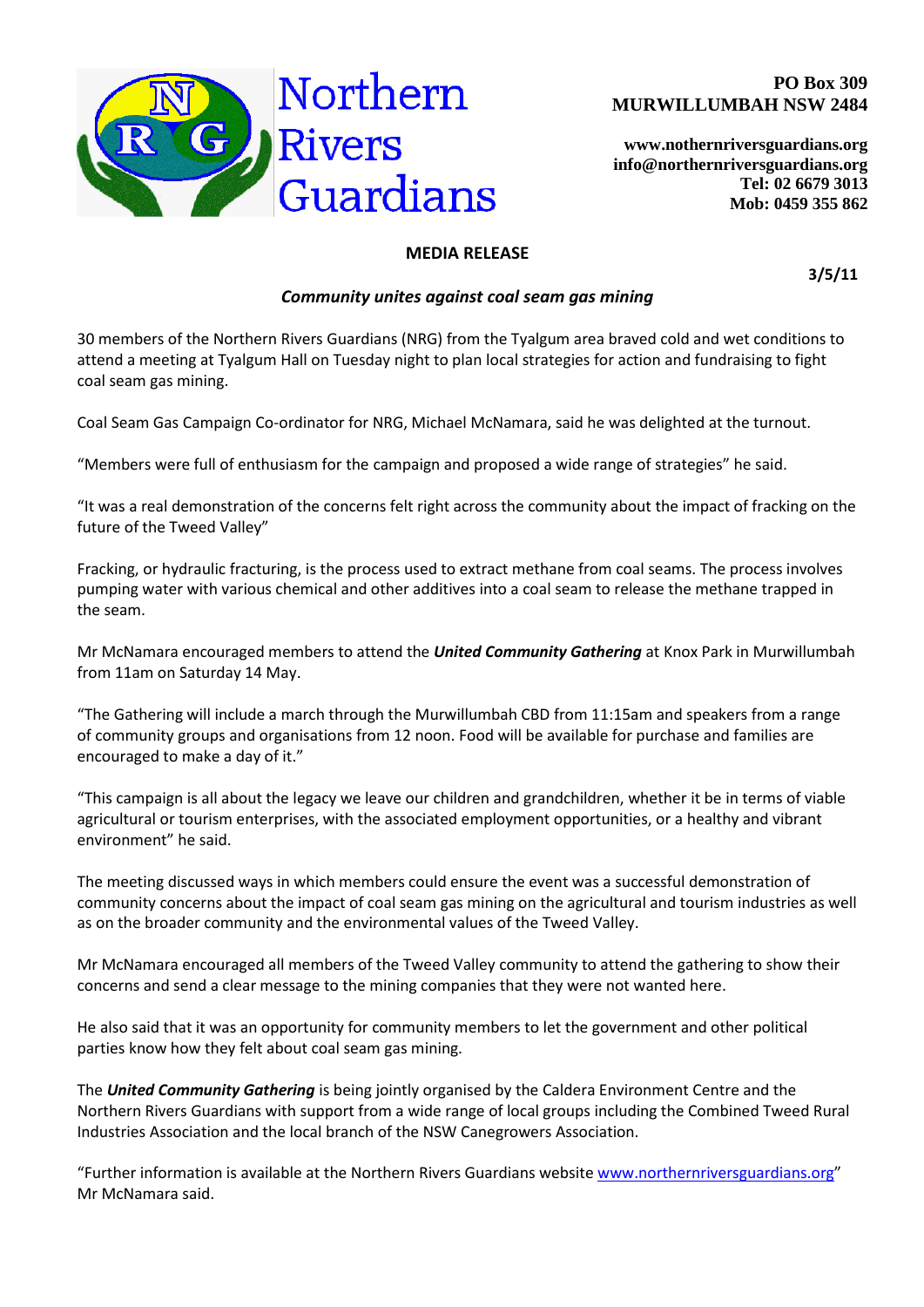# Northern Rivers Guardians

**PO Box 309**
**MURWILLUMBAH NSW 2484**

**www.nothernriversguardians.org**
**info@northernriversguardians.org**
**Tel: 02 6679 3013**
**Mob: 0459 355 862**

## MEDIA RELEASE

**3/5/11**

### *Community unites against coal seam gas mining*

30 members of the Northern Rivers Guardians (NRG) from the Tyalgum area braved cold and wet conditions to attend a meeting at Tyalgum Hall on Tuesday night to plan local strategies for action and fundraising to fight coal seam gas mining.

Coal Seam Gas Campaign Co-ordinator for NRG, Michael McNamara, said he was delighted at the turnout.

"Members were full of enthusiasm for the campaign and proposed a wide range of strategies" he said.

"It was a real demonstration of the concerns felt right across the community about the impact of fracking on the future of the Tweed Valley"

Fracking, or hydraulic fracturing, is the process used to extract methane from coal seams. The process involves pumping water with various chemical and other additives into a coal seam to release the methane trapped in the seam.

Mr McNamara encouraged members to attend the ***United Community Gathering*** at Knox Park in Murwillumbah from 11am on Saturday 14 May.

"The Gathering will include a march through the Murwillumbah CBD from 11:15am and speakers from a range of community groups and organisations from 12 noon. Food will be available for purchase and families are encouraged to make a day of it."

"This campaign is all about the legacy we leave our children and grandchildren, whether it be in terms of viable agricultural or tourism enterprises, with the associated employment opportunities, or a healthy and vibrant environment" he said.

The meeting discussed ways in which members could ensure the event was a successful demonstration of community concerns about the impact of coal seam gas mining on the agricultural and tourism industries as well as on the broader community and the environmental values of the Tweed Valley.

Mr McNamara encouraged all members of the Tweed Valley community to attend the gathering to show their concerns and send a clear message to the mining companies that they were not wanted here.

He also said that it was an opportunity for community members to let the government and other political parties know how they felt about coal seam gas mining.

The ***United Community Gathering*** is being jointly organised by the Caldera Environment Centre and the Northern Rivers Guardians with support from a wide range of local groups including the Combined Tweed Rural Industries Association and the local branch of the NSW Canegrowers Association.

"Further information is available at the Northern Rivers Guardians website [www.northernriversguardians.org](http://www.northernriversguardians.org)" Mr McNamara said.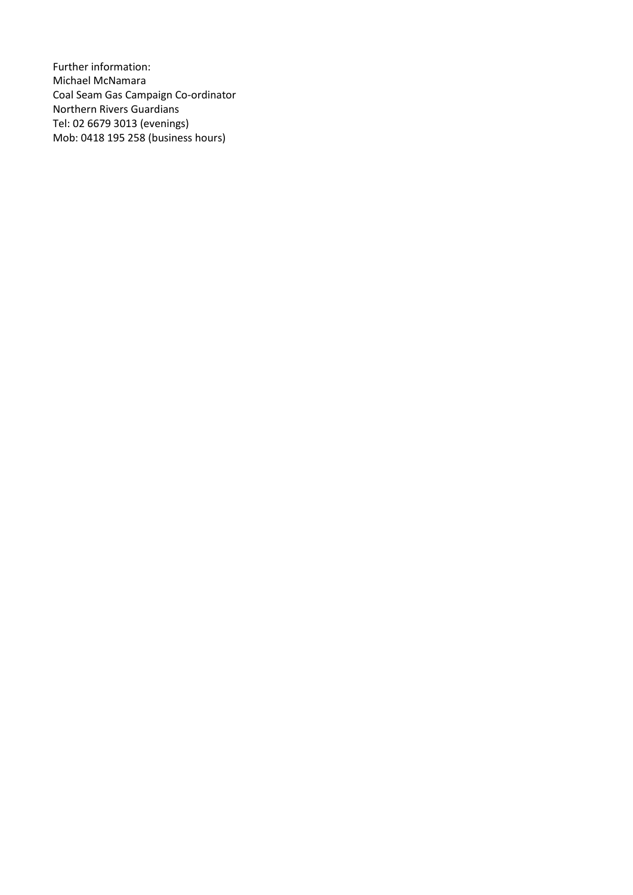Further information:  
Michael McNamara  
Coal Seam Gas Campaign Co-ordinator  
Northern Rivers Guardians  
Tel: 02 6679 3013 (evenings)  
Mob: 0418 195 258 (business hours)